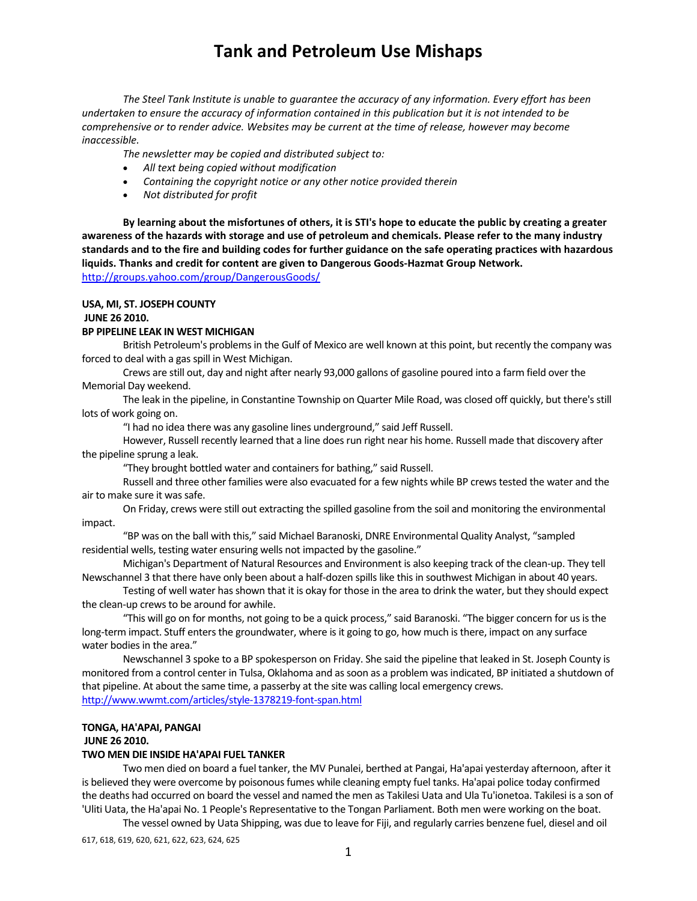# Tank and Petroleum Use Mishaps

*The Steel Tank Institute is unable to guarantee the accuracy of any information. Every effort has been undertaken to ensure the accuracy of information contained in this publication but it is not intended to be comprehensive or to render advice. Websites may be current at the time of release, however may become inaccessible.*

*The newsletter may be copied and distributed subject to:*

- *All text being copied without modification*
- *Containing the copyright notice or any other notice provided therein*
- *Not distributed for profit*

**By learning about the misfortunes of others, it is STI's hope to educate the public by creating a greater awareness of the hazards with storage and use of petroleum and chemicals. Please refer to the many industry standards and to the fire and building codes for further guidance on the safe operating practices with hazardous liquids. Thanks and credit for content are given to Dangerous Goods-Hazmat Group Network.**
http://groups.yahoo.com/group/DangerousGoods/

**USA, MI, ST. JOSEPH COUNTY**
**JUNE 26 2010.**
**BP PIPELINE LEAK IN WEST MICHIGAN**

British Petroleum's problems in the Gulf of Mexico are well known at this point, but recently the company was forced to deal with a gas spill in West Michigan.

Crews are still out, day and night after nearly 93,000 gallons of gasoline poured into a farm field over the Memorial Day weekend.

The leak in the pipeline, in Constantine Township on Quarter Mile Road, was closed off quickly, but there's still lots of work going on.

"I had no idea there was any gasoline lines underground," said Jeff Russell.

However, Russell recently learned that a line does run right near his home. Russell made that discovery after the pipeline sprung a leak.

"They brought bottled water and containers for bathing," said Russell.

Russell and three other families were also evacuated for a few nights while BP crews tested the water and the air to make sure it was safe.

On Friday, crews were still out extracting the spilled gasoline from the soil and monitoring the environmental impact.

"BP was on the ball with this," said Michael Baranoski, DNRE Environmental Quality Analyst, "sampled residential wells, testing water ensuring wells not impacted by the gasoline."

Michigan's Department of Natural Resources and Environment is also keeping track of the clean-up. They tell Newschannel 3 that there have only been about a half-dozen spills like this in southwest Michigan in about 40 years.

Testing of well water has shown that it is okay for those in the area to drink the water, but they should expect the clean-up crews to be around for awhile.

"This will go on for months, not going to be a quick process," said Baranoski. "The bigger concern for us is the long-term impact. Stuff enters the groundwater, where is it going to go, how much is there, impact on any surface water bodies in the area."

Newschannel 3 spoke to a BP spokesperson on Friday. She said the pipeline that leaked in St. Joseph County is monitored from a control center in Tulsa, Oklahoma and as soon as a problem was indicated, BP initiated a shutdown of that pipeline. At about the same time, a passerby at the site was calling local emergency crews.
http://www.wwmt.com/articles/style-1378219-font-span.html

**TONGA, HA'APAI, PANGAI**
**JUNE 26 2010.**
**TWO MEN DIE INSIDE HA'APAI FUEL TANKER**

Two men died on board a fuel tanker, the MV Punalei, berthed at Pangai, Ha'apai yesterday afternoon, after it is believed they were overcome by poisonous fumes while cleaning empty fuel tanks. Ha'apai police today confirmed the deaths had occurred on board the vessel and named the men as Takilesi Uata and Ula Tu'ionetoa. Takilesi is a son of 'Uliti Uata, the Ha'apai No. 1 People's Representative to the Tongan Parliament. Both men were working on the boat.

The vessel owned by Uata Shipping, was due to leave for Fiji, and regularly carries benzene fuel, diesel and oil

617, 618, 619, 620, 621, 622, 623, 624, 625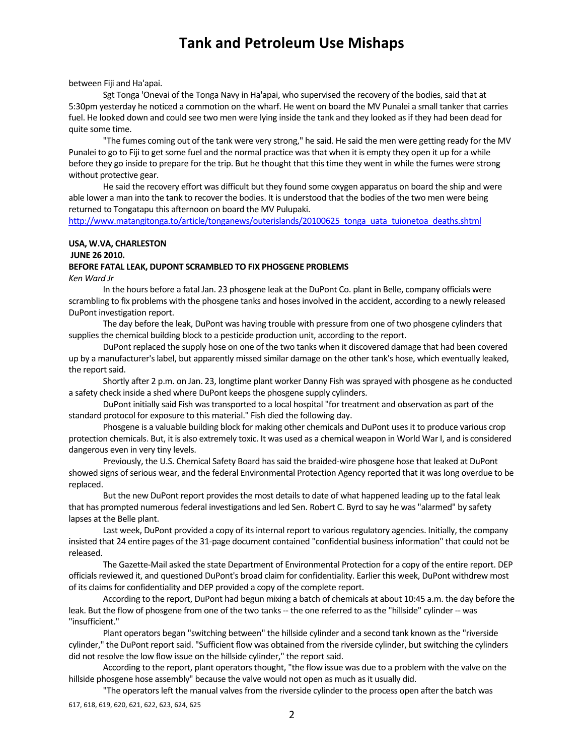between Fiji and Ha'apai.

Sgt Tonga 'Onevai of the Tonga Navy in Ha'apai, who supervised the recovery of the bodies, said that at 5:30pm yesterday he noticed a commotion on the wharf. He went on board the MV Punalei a small tanker that carries fuel. He looked down and could see two men were lying inside the tank and they looked as if they had been dead for quite some time.

"The fumes coming out of the tank were very strong," he said. He said the men were getting ready for the MV Punalei to go to Fiji to get some fuel and the normal practice was that when it is empty they open it up for a while before they go inside to prepare for the trip. But he thought that this time they went in while the fumes were strong without protective gear.

He said the recovery effort was difficult but they found some oxygen apparatus on board the ship and were able lower a man into the tank to recover the bodies. It is understood that the bodies of the two men were being returned to Tongatapu this afternoon on board the MV Pulupaki.

http://www.matangitonga.to/article/tonganews/outerislands/20100625_tonga_uata_tuionetoa_deaths.shtml

**USA, W.VA, CHARLESTON**

**JUNE 26 2010.**

**BEFORE FATAL LEAK, DUPONT SCRAMBLED TO FIX PHOSGENE PROBLEMS**

*Ken Ward Jr*

In the hours before a fatal Jan. 23 phosgene leak at the DuPont Co. plant in Belle, company officials were scrambling to fix problems with the phosgene tanks and hoses involved in the accident, according to a newly released DuPont investigation report.

The day before the leak, DuPont was having trouble with pressure from one of two phosgene cylinders that supplies the chemical building block to a pesticide production unit, according to the report.

DuPont replaced the supply hose on one of the two tanks when it discovered damage that had been covered up by a manufacturer's label, but apparently missed similar damage on the other tank's hose, which eventually leaked, the report said.

Shortly after 2 p.m. on Jan. 23, longtime plant worker Danny Fish was sprayed with phosgene as he conducted a safety check inside a shed where DuPont keeps the phosgene supply cylinders.

DuPont initially said Fish was transported to a local hospital "for treatment and observation as part of the standard protocol for exposure to this material." Fish died the following day.

Phosgene is a valuable building block for making other chemicals and DuPont uses it to produce various crop protection chemicals. But, it is also extremely toxic. It was used as a chemical weapon in World War I, and is considered dangerous even in very tiny levels.

Previously, the U.S. Chemical Safety Board has said the braided-wire phosgene hose that leaked at DuPont showed signs of serious wear, and the federal Environmental Protection Agency reported that it was long overdue to be replaced.

But the new DuPont report provides the most details to date of what happened leading up to the fatal leak that has prompted numerous federal investigations and led Sen. Robert C. Byrd to say he was "alarmed" by safety lapses at the Belle plant.

Last week, DuPont provided a copy of its internal report to various regulatory agencies. Initially, the company insisted that 24 entire pages of the 31-page document contained "confidential business information" that could not be released.

The Gazette-Mail asked the state Department of Environmental Protection for a copy of the entire report. DEP officials reviewed it, and questioned DuPont's broad claim for confidentiality. Earlier this week, DuPont withdrew most of its claims for confidentiality and DEP provided a copy of the complete report.

According to the report, DuPont had begun mixing a batch of chemicals at about 10:45 a.m. the day before the leak. But the flow of phosgene from one of the two tanks -- the one referred to as the "hillside" cylinder -- was "insufficient."

Plant operators began "switching between" the hillside cylinder and a second tank known as the "riverside cylinder," the DuPont report said. "Sufficient flow was obtained from the riverside cylinder, but switching the cylinders did not resolve the low flow issue on the hillside cylinder," the report said.

According to the report, plant operators thought, "the flow issue was due to a problem with the valve on the hillside phosgene hose assembly" because the valve would not open as much as it usually did.

"The operators left the manual valves from the riverside cylinder to the process open after the batch was

617, 618, 619, 620, 621, 622, 623, 624, 625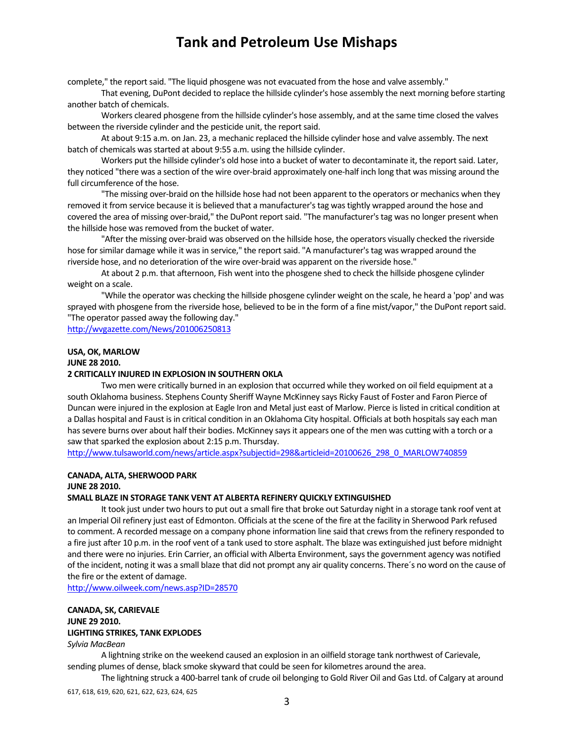complete," the report said. "The liquid phosgene was not evacuated from the hose and valve assembly."

That evening, DuPont decided to replace the hillside cylinder's hose assembly the next morning before starting another batch of chemicals.

Workers cleared phosgene from the hillside cylinder's hose assembly, and at the same time closed the valves between the riverside cylinder and the pesticide unit, the report said.

At about 9:15 a.m. on Jan. 23, a mechanic replaced the hillside cylinder hose and valve assembly. The next batch of chemicals was started at about 9:55 a.m. using the hillside cylinder.

Workers put the hillside cylinder's old hose into a bucket of water to decontaminate it, the report said. Later, they noticed "there was a section of the wire over-braid approximately one-half inch long that was missing around the full circumference of the hose.

"The missing over-braid on the hillside hose had not been apparent to the operators or mechanics when they removed it from service because it is believed that a manufacturer's tag was tightly wrapped around the hose and covered the area of missing over-braid," the DuPont report said. "The manufacturer's tag was no longer present when the hillside hose was removed from the bucket of water.

"After the missing over-braid was observed on the hillside hose, the operators visually checked the riverside hose for similar damage while it was in service," the report said. "A manufacturer's tag was wrapped around the riverside hose, and no deterioration of the wire over-braid was apparent on the riverside hose."

At about 2 p.m. that afternoon, Fish went into the phosgene shed to check the hillside phosgene cylinder weight on a scale.

"While the operator was checking the hillside phosgene cylinder weight on the scale, he heard a 'pop' and was sprayed with phosgene from the riverside hose, believed to be in the form of a fine mist/vapor," the DuPont report said. "The operator passed away the following day."

http://wvgazette.com/News/201006250813

**USA, OK, MARLOW**
**JUNE 28 2010.**
**2 CRITICALLY INJURED IN EXPLOSION IN SOUTHERN OKLA**

Two men were critically burned in an explosion that occurred while they worked on oil field equipment at a south Oklahoma business. Stephens County Sheriff Wayne McKinney says Ricky Faust of Foster and Faron Pierce of Duncan were injured in the explosion at Eagle Iron and Metal just east of Marlow. Pierce is listed in critical condition at a Dallas hospital and Faust is in critical condition in an Oklahoma City hospital. Officials at both hospitals say each man has severe burns over about half their bodies. McKinney says it appears one of the men was cutting with a torch or a saw that sparked the explosion about 2:15 p.m. Thursday.

http://www.tulsaworld.com/news/article.aspx?subjectid=298&articleid=20100626_298_0_MARLOW740859

**CANADA, ALTA, SHERWOOD PARK**
**JUNE 28 2010.**
**SMALL BLAZE IN STORAGE TANK VENT AT ALBERTA REFINERY QUICKLY EXTINGUISHED**

It took just under two hours to put out a small fire that broke out Saturday night in a storage tank roof vent at an Imperial Oil refinery just east of Edmonton. Officials at the scene of the fire at the facility in Sherwood Park refused to comment. A recorded message on a company phone information line said that crews from the refinery responded to a fire just after 10 p.m. in the roof vent of a tank used to store asphalt. The blaze was extinguished just before midnight and there were no injuries. Erin Carrier, an official with Alberta Environment, says the government agency was notified of the incident, noting it was a small blaze that did not prompt any air quality concerns. There´s no word on the cause of the fire or the extent of damage.

http://www.oilweek.com/news.asp?ID=28570

**CANADA, SK, CARIEVALE**
**JUNE 29 2010.**
**LIGHTING STRIKES, TANK EXPLODES**

*Sylvia MacBean*

A lightning strike on the weekend caused an explosion in an oilfield storage tank northwest of Carievale, sending plumes of dense, black smoke skyward that could be seen for kilometres around the area.

The lightning struck a 400-barrel tank of crude oil belonging to Gold River Oil and Gas Ltd. of Calgary at around

617, 618, 619, 620, 621, 622, 623, 624, 625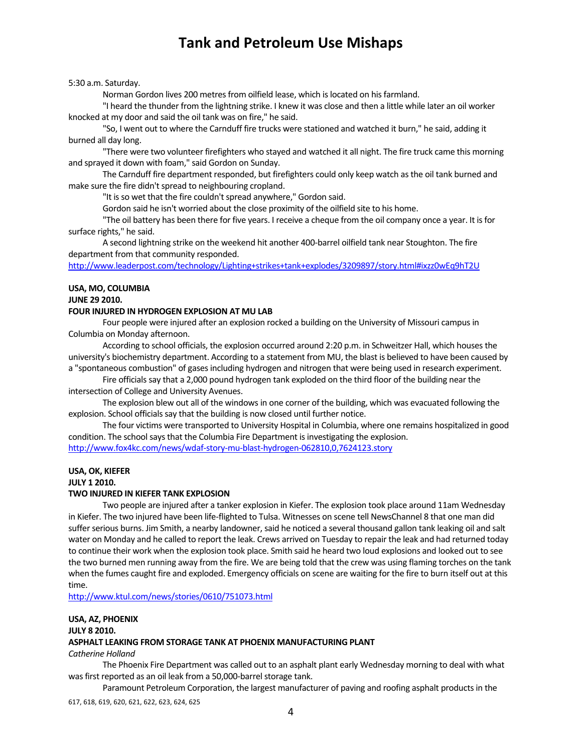5:30 a.m. Saturday.

Norman Gordon lives 200 metres from oilfield lease, which is located on his farmland.

"I heard the thunder from the lightning strike. I knew it was close and then a little while later an oil worker knocked at my door and said the oil tank was on fire," he said.

"So, I went out to where the Carnduff fire trucks were stationed and watched it burn," he said, adding it burned all day long.

"There were two volunteer firefighters who stayed and watched it all night. The fire truck came this morning and sprayed it down with foam," said Gordon on Sunday.

The Carnduff fire department responded, but firefighters could only keep watch as the oil tank burned and make sure the fire didn't spread to neighbouring cropland.

"It is so wet that the fire couldn't spread anywhere," Gordon said.

Gordon said he isn't worried about the close proximity of the oilfield site to his home.

"The oil battery has been there for five years. I receive a cheque from the oil company once a year. It is for surface rights," he said.

A second lightning strike on the weekend hit another 400-barrel oilfield tank near Stoughton. The fire department from that community responded.

http://www.leaderpost.com/technology/Lighting+strikes+tank+explodes/3209897/story.html#ixzz0wEq9hT2U

**USA, MO, COLUMBIA**
**JUNE 29 2010.**
**FOUR INJURED IN HYDROGEN EXPLOSION AT MU LAB**

Four people were injured after an explosion rocked a building on the University of Missouri campus in Columbia on Monday afternoon.

According to school officials, the explosion occurred around 2:20 p.m. in Schweitzer Hall, which houses the university's biochemistry department. According to a statement from MU, the blast is believed to have been caused by a "spontaneous combustion" of gases including hydrogen and nitrogen that were being used in research experiment.

Fire officials say that a 2,000 pound hydrogen tank exploded on the third floor of the building near the intersection of College and University Avenues.

The explosion blew out all of the windows in one corner of the building, which was evacuated following the explosion. School officials say that the building is now closed until further notice.

The four victims were transported to University Hospital in Columbia, where one remains hospitalized in good condition. The school says that the Columbia Fire Department is investigating the explosion.

http://www.fox4kc.com/news/wdaf-story-mu-blast-hydrogen-062810,0,7624123.story

**USA, OK, KIEFER**
**JULY 1 2010.**
**TWO INJURED IN KIEFER TANK EXPLOSION**

Two people are injured after a tanker explosion in Kiefer. The explosion took place around 11am Wednesday in Kiefer. The two injured have been life-flighted to Tulsa. Witnesses on scene tell NewsChannel 8 that one man did suffer serious burns. Jim Smith, a nearby landowner, said he noticed a several thousand gallon tank leaking oil and salt water on Monday and he called to report the leak. Crews arrived on Tuesday to repair the leak and had returned today to continue their work when the explosion took place. Smith said he heard two loud explosions and looked out to see the two burned men running away from the fire. We are being told that the crew was using flaming torches on the tank when the fumes caught fire and exploded. Emergency officials on scene are waiting for the fire to burn itself out at this time.

http://www.ktul.com/news/stories/0610/751073.html

**USA, AZ, PHOENIX**
**JULY 8 2010.**
**ASPHALT LEAKING FROM STORAGE TANK AT PHOENIX MANUFACTURING PLANT**

*Catherine Holland*

The Phoenix Fire Department was called out to an asphalt plant early Wednesday morning to deal with what was first reported as an oil leak from a 50,000-barrel storage tank.

Paramount Petroleum Corporation, the largest manufacturer of paving and roofing asphalt products in the

617, 618, 619, 620, 621, 622, 623, 624, 625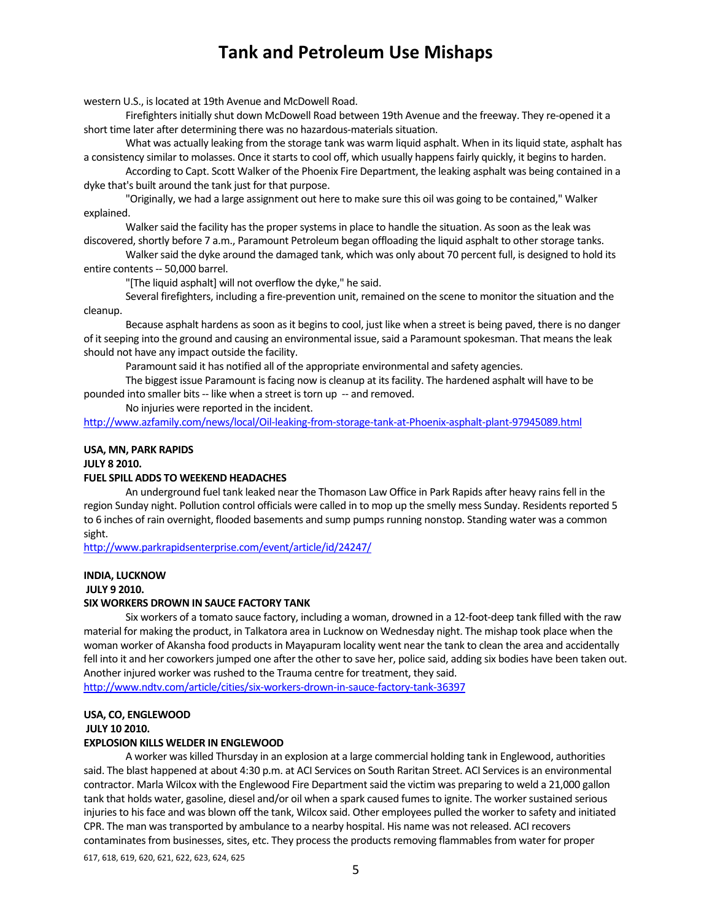western U.S., is located at 19th Avenue and McDowell Road.

Firefighters initially shut down McDowell Road between 19th Avenue and the freeway. They re-opened it a short time later after determining there was no hazardous-materials situation.

What was actually leaking from the storage tank was warm liquid asphalt. When in its liquid state, asphalt has a consistency similar to molasses. Once it starts to cool off, which usually happens fairly quickly, it begins to harden.

According to Capt. Scott Walker of the Phoenix Fire Department, the leaking asphalt was being contained in a dyke that's built around the tank just for that purpose.

"Originally, we had a large assignment out here to make sure this oil was going to be contained," Walker explained.

Walker said the facility has the proper systems in place to handle the situation. As soon as the leak was discovered, shortly before 7 a.m., Paramount Petroleum began offloading the liquid asphalt to other storage tanks.

Walker said the dyke around the damaged tank, which was only about 70 percent full, is designed to hold its entire contents -- 50,000 barrel.

"[The liquid asphalt] will not overflow the dyke," he said.

Several firefighters, including a fire-prevention unit, remained on the scene to monitor the situation and the cleanup.

Because asphalt hardens as soon as it begins to cool, just like when a street is being paved, there is no danger of it seeping into the ground and causing an environmental issue, said a Paramount spokesman. That means the leak should not have any impact outside the facility.

Paramount said it has notified all of the appropriate environmental and safety agencies.

The biggest issue Paramount is facing now is cleanup at its facility. The hardened asphalt will have to be pounded into smaller bits -- like when a street is torn up -- and removed.

No injuries were reported in the incident.

http://www.azfamily.com/news/local/Oil-leaking-from-storage-tank-at-Phoenix-asphalt-plant-97945089.html

**USA, MN, PARK RAPIDS**
**JULY 8 2010.**
**FUEL SPILL ADDS TO WEEKEND HEADACHES**

An underground fuel tank leaked near the Thomason Law Office in Park Rapids after heavy rains fell in the region Sunday night. Pollution control officials were called in to mop up the smelly mess Sunday. Residents reported 5 to 6 inches of rain overnight, flooded basements and sump pumps running nonstop. Standing water was a common sight.

http://www.parkrapidsenterprise.com/event/article/id/24247/

**INDIA, LUCKNOW**
**JULY 9 2010.**
**SIX WORKERS DROWN IN SAUCE FACTORY TANK**

Six workers of a tomato sauce factory, including a woman, drowned in a 12-foot-deep tank filled with the raw material for making the product, in Talkatora area in Lucknow on Wednesday night. The mishap took place when the woman worker of Akansha food products in Mayapuram locality went near the tank to clean the area and accidentally fell into it and her coworkers jumped one after the other to save her, police said, adding six bodies have been taken out. Another injured worker was rushed to the Trauma centre for treatment, they said.

http://www.ndtv.com/article/cities/six-workers-drown-in-sauce-factory-tank-36397

**USA, CO, ENGLEWOOD**
**JULY 10 2010.**
**EXPLOSION KILLS WELDER IN ENGLEWOOD**

A worker was killed Thursday in an explosion at a large commercial holding tank in Englewood, authorities said. The blast happened at about 4:30 p.m. at ACI Services on South Raritan Street. ACI Services is an environmental contractor. Marla Wilcox with the Englewood Fire Department said the victim was preparing to weld a 21,000 gallon tank that holds water, gasoline, diesel and/or oil when a spark caused fumes to ignite. The worker sustained serious injuries to his face and was blown off the tank, Wilcox said. Other employees pulled the worker to safety and initiated CPR. The man was transported by ambulance to a nearby hospital. His name was not released. ACI recovers contaminates from businesses, sites, etc. They process the products removing flammables from water for proper

617, 618, 619, 620, 621, 622, 623, 624, 625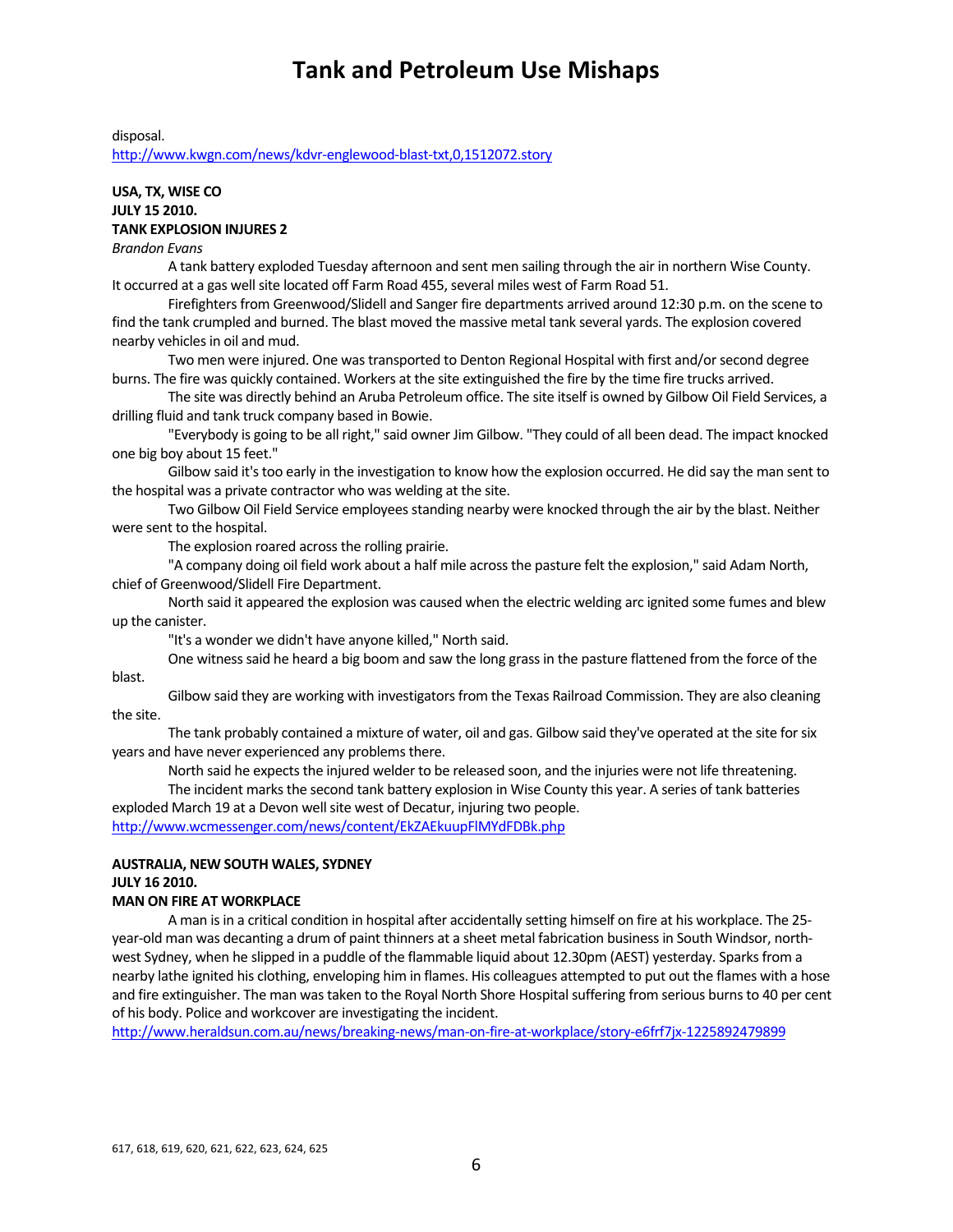disposal.
http://www.kwgn.com/news/kdvr-englewood-blast-txt,0,1512072.story

**USA, TX, WISE CO**
**JULY 15 2010.**
**TANK EXPLOSION INJURES 2**
*Brandon Evans*

A tank battery exploded Tuesday afternoon and sent men sailing through the air in northern Wise County. It occurred at a gas well site located off Farm Road 455, several miles west of Farm Road 51.

Firefighters from Greenwood/Slidell and Sanger fire departments arrived around 12:30 p.m. on the scene to find the tank crumpled and burned. The blast moved the massive metal tank several yards. The explosion covered nearby vehicles in oil and mud.

Two men were injured. One was transported to Denton Regional Hospital with first and/or second degree burns. The fire was quickly contained. Workers at the site extinguished the fire by the time fire trucks arrived.

The site was directly behind an Aruba Petroleum office. The site itself is owned by Gilbow Oil Field Services, a drilling fluid and tank truck company based in Bowie.

"Everybody is going to be all right," said owner Jim Gilbow. "They could of all been dead. The impact knocked one big boy about 15 feet."

Gilbow said it's too early in the investigation to know how the explosion occurred. He did say the man sent to the hospital was a private contractor who was welding at the site.

Two Gilbow Oil Field Service employees standing nearby were knocked through the air by the blast. Neither were sent to the hospital.

The explosion roared across the rolling prairie.

"A company doing oil field work about a half mile across the pasture felt the explosion," said Adam North, chief of Greenwood/Slidell Fire Department.

North said it appeared the explosion was caused when the electric welding arc ignited some fumes and blew up the canister.

"It's a wonder we didn't have anyone killed," North said.

One witness said he heard a big boom and saw the long grass in the pasture flattened from the force of the blast.

Gilbow said they are working with investigators from the Texas Railroad Commission. They are also cleaning the site.

The tank probably contained a mixture of water, oil and gas. Gilbow said they've operated at the site for six years and have never experienced any problems there.

North said he expects the injured welder to be released soon, and the injuries were not life threatening.

The incident marks the second tank battery explosion in Wise County this year. A series of tank batteries exploded March 19 at a Devon well site west of Decatur, injuring two people.
http://www.wcmessenger.com/news/content/EkZAEkuupFlMYdFDBk.php

**AUSTRALIA, NEW SOUTH WALES, SYDNEY**
**JULY 16 2010.**
**MAN ON FIRE AT WORKPLACE**

A man is in a critical condition in hospital after accidentally setting himself on fire at his workplace. The 25-year-old man was decanting a drum of paint thinners at a sheet metal fabrication business in South Windsor, north-west Sydney, when he slipped in a puddle of the flammable liquid about 12.30pm (AEST) yesterday. Sparks from a nearby lathe ignited his clothing, enveloping him in flames. His colleagues attempted to put out the flames with a hose and fire extinguisher. The man was taken to the Royal North Shore Hospital suffering from serious burns to 40 per cent of his body. Police and workcover are investigating the incident.
http://www.heraldsun.com.au/news/breaking-news/man-on-fire-at-workplace/story-e6frf7jx-1225892479899

617, 618, 619, 620, 621, 622, 623, 624, 625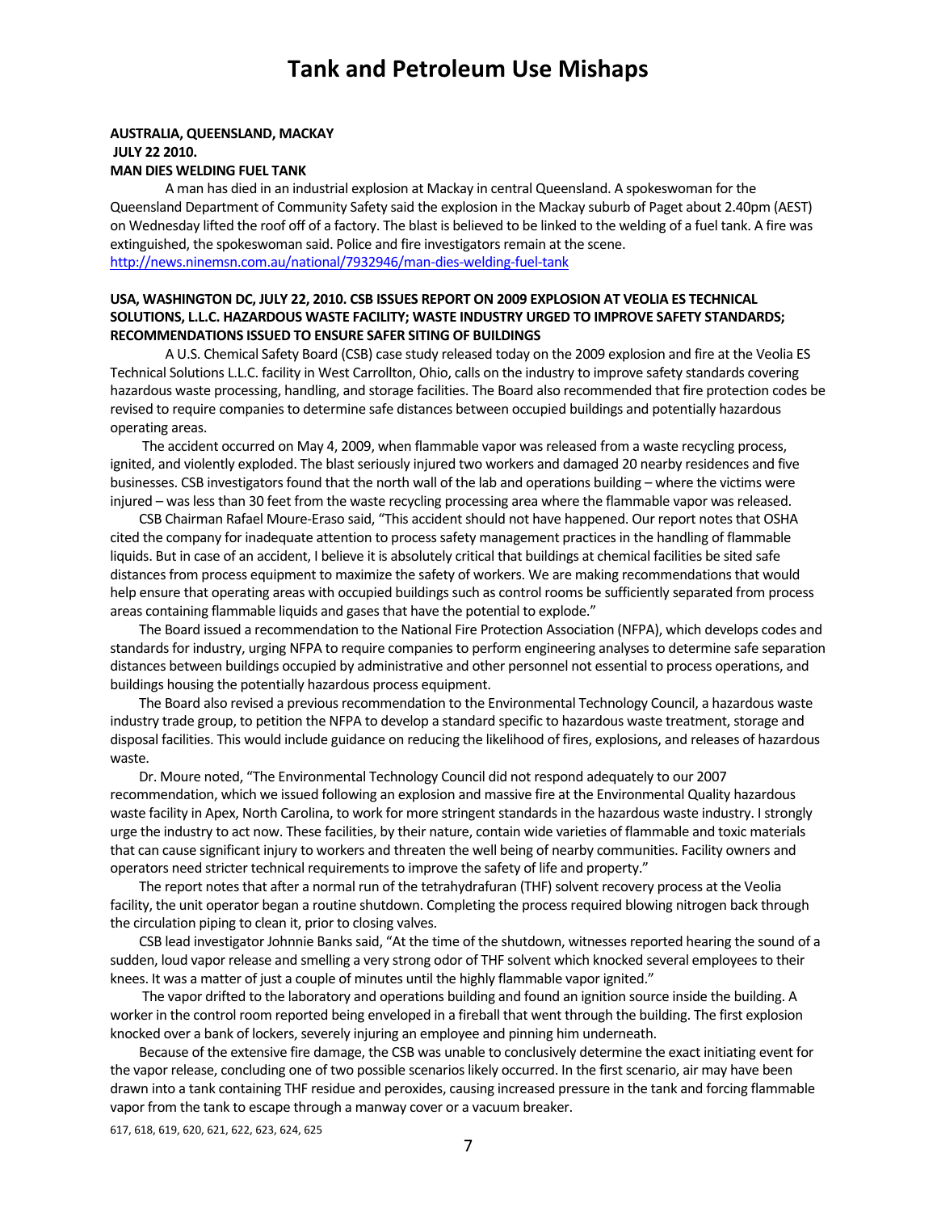# Tank and Petroleum Use Mishaps

**AUSTRALIA, QUEENSLAND, MACKAY**
**JULY 22 2010.**
**MAN DIES WELDING FUEL TANK**

A man has died in an industrial explosion at Mackay in central Queensland. A spokeswoman for the Queensland Department of Community Safety said the explosion in the Mackay suburb of Paget about 2.40pm (AEST) on Wednesday lifted the roof off of a factory. The blast is believed to be linked to the welding of a fuel tank. A fire was extinguished, the spokeswoman said. Police and fire investigators remain at the scene.
http://news.ninemsn.com.au/national/7932946/man-dies-welding-fuel-tank

**USA, WASHINGTON DC, JULY 22, 2010. CSB ISSUES REPORT ON 2009 EXPLOSION AT VEOLIA ES TECHNICAL SOLUTIONS, L.L.C. HAZARDOUS WASTE FACILITY; WASTE INDUSTRY URGED TO IMPROVE SAFETY STANDARDS; RECOMMENDATIONS ISSUED TO ENSURE SAFER SITING OF BUILDINGS**

A U.S. Chemical Safety Board (CSB) case study released today on the 2009 explosion and fire at the Veolia ES Technical Solutions L.L.C. facility in West Carrollton, Ohio, calls on the industry to improve safety standards covering hazardous waste processing, handling, and storage facilities. The Board also recommended that fire protection codes be revised to require companies to determine safe distances between occupied buildings and potentially hazardous operating areas.

The accident occurred on May 4, 2009, when flammable vapor was released from a waste recycling process, ignited, and violently exploded. The blast seriously injured two workers and damaged 20 nearby residences and five businesses. CSB investigators found that the north wall of the lab and operations building – where the victims were injured – was less than 30 feet from the waste recycling processing area where the flammable vapor was released.

CSB Chairman Rafael Moure-Eraso said, "This accident should not have happened. Our report notes that OSHA cited the company for inadequate attention to process safety management practices in the handling of flammable liquids. But in case of an accident, I believe it is absolutely critical that buildings at chemical facilities be sited safe distances from process equipment to maximize the safety of workers. We are making recommendations that would help ensure that operating areas with occupied buildings such as control rooms be sufficiently separated from process areas containing flammable liquids and gases that have the potential to explode."

The Board issued a recommendation to the National Fire Protection Association (NFPA), which develops codes and standards for industry, urging NFPA to require companies to perform engineering analyses to determine safe separation distances between buildings occupied by administrative and other personnel not essential to process operations, and buildings housing the potentially hazardous process equipment.

The Board also revised a previous recommendation to the Environmental Technology Council, a hazardous waste industry trade group, to petition the NFPA to develop a standard specific to hazardous waste treatment, storage and disposal facilities. This would include guidance on reducing the likelihood of fires, explosions, and releases of hazardous waste.

Dr. Moure noted, "The Environmental Technology Council did not respond adequately to our 2007 recommendation, which we issued following an explosion and massive fire at the Environmental Quality hazardous waste facility in Apex, North Carolina, to work for more stringent standards in the hazardous waste industry. I strongly urge the industry to act now. These facilities, by their nature, contain wide varieties of flammable and toxic materials that can cause significant injury to workers and threaten the well being of nearby communities. Facility owners and operators need stricter technical requirements to improve the safety of life and property."

The report notes that after a normal run of the tetrahydrafuran (THF) solvent recovery process at the Veolia facility, the unit operator began a routine shutdown. Completing the process required blowing nitrogen back through the circulation piping to clean it, prior to closing valves.

CSB lead investigator Johnnie Banks said, "At the time of the shutdown, witnesses reported hearing the sound of a sudden, loud vapor release and smelling a very strong odor of THF solvent which knocked several employees to their knees. It was a matter of just a couple of minutes until the highly flammable vapor ignited."

The vapor drifted to the laboratory and operations building and found an ignition source inside the building. A worker in the control room reported being enveloped in a fireball that went through the building. The first explosion knocked over a bank of lockers, severely injuring an employee and pinning him underneath.

Because of the extensive fire damage, the CSB was unable to conclusively determine the exact initiating event for the vapor release, concluding one of two possible scenarios likely occurred. In the first scenario, air may have been drawn into a tank containing THF residue and peroxides, causing increased pressure in the tank and forcing flammable vapor from the tank to escape through a manway cover or a vacuum breaker.

617, 618, 619, 620, 621, 622, 623, 624, 625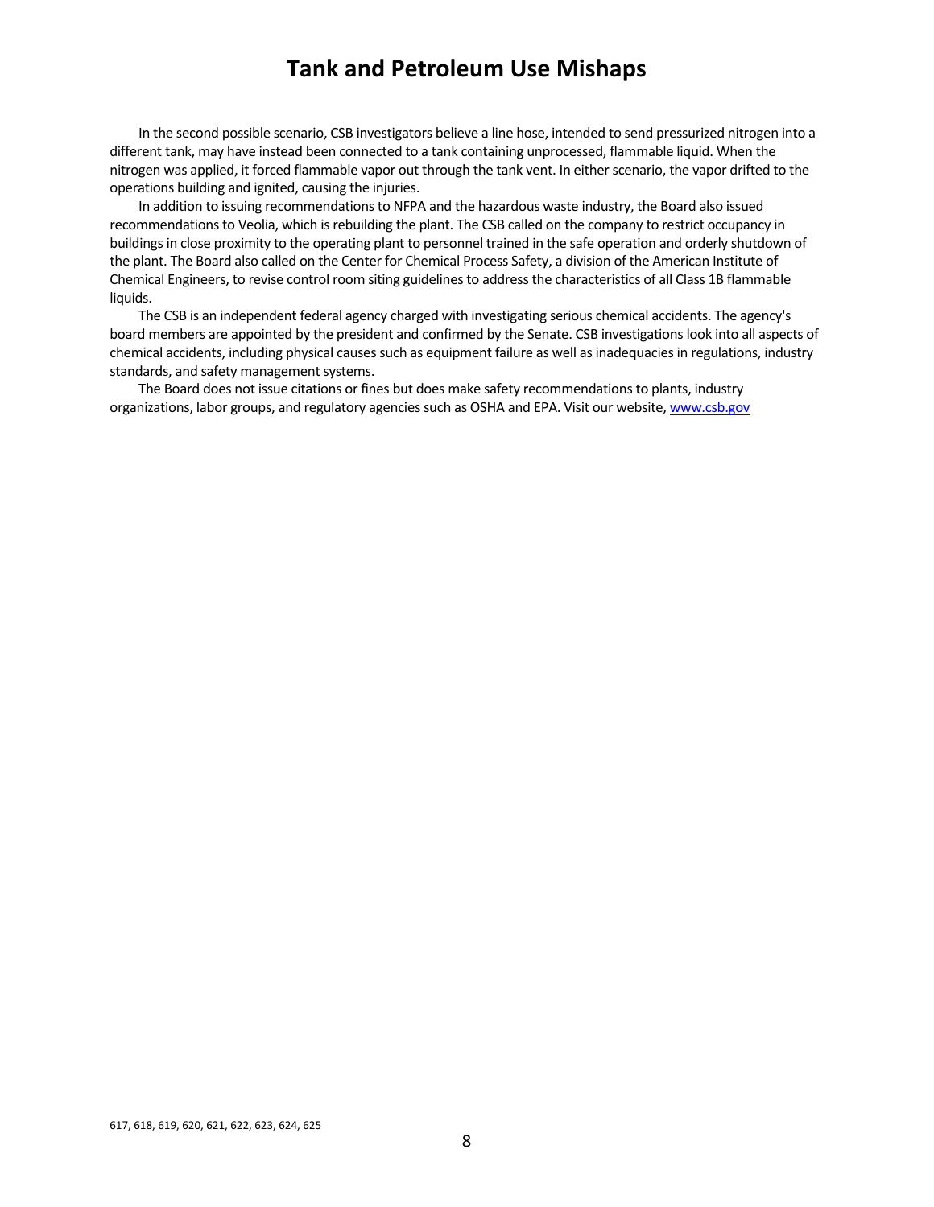# Tank and Petroleum Use Mishaps

In the second possible scenario, CSB investigators believe a line hose, intended to send pressurized nitrogen into a different tank, may have instead been connected to a tank containing unprocessed, flammable liquid. When the nitrogen was applied, it forced flammable vapor out through the tank vent. In either scenario, the vapor drifted to the operations building and ignited, causing the injuries.

In addition to issuing recommendations to NFPA and the hazardous waste industry, the Board also issued recommendations to Veolia, which is rebuilding the plant. The CSB called on the company to restrict occupancy in buildings in close proximity to the operating plant to personnel trained in the safe operation and orderly shutdown of the plant. The Board also called on the Center for Chemical Process Safety, a division of the American Institute of Chemical Engineers, to revise control room siting guidelines to address the characteristics of all Class 1B flammable liquids.

The CSB is an independent federal agency charged with investigating serious chemical accidents. The agency's board members are appointed by the president and confirmed by the Senate. CSB investigations look into all aspects of chemical accidents, including physical causes such as equipment failure as well as inadequacies in regulations, industry standards, and safety management systems.

The Board does not issue citations or fines but does make safety recommendations to plants, industry organizations, labor groups, and regulatory agencies such as OSHA and EPA. Visit our website, [www.csb.gov](http://www.csb.gov)

617, 618, 619, 620, 621, 622, 623, 624, 625